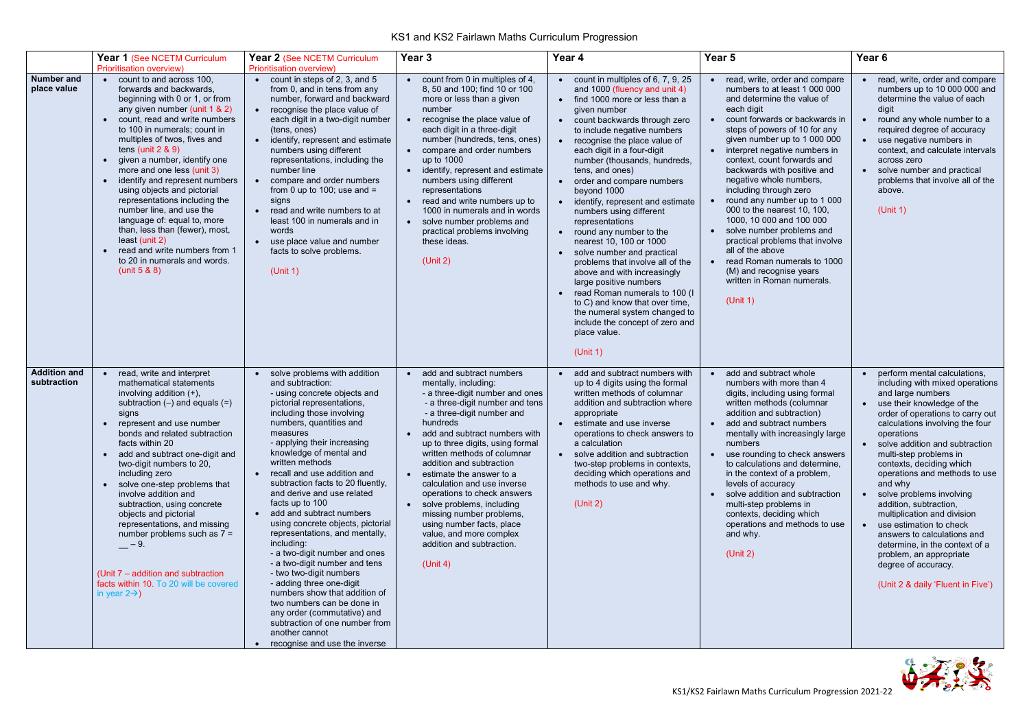# KS1 and KS2 Fairlawn Maths Curriculum Progression

| | Year 1 (See NCETM Curriculum Prioritisation overview) | Year 2 (See NCETM Curriculum Prioritisation overview) | Year 3 | Year 4 | Year 5 | Year 6 |
|---|---|---|---|---|---|---|
| **Number and place value** | • count to and across 100, forwards and backwards, beginning with 0 or 1, or from any given number (unit 1 & 2)<br>• count, read and write numbers to 100 in numerals; count in multiples of twos, fives and tens (unit 2 & 9)<br>• given a number, identify one more and one less (unit 3)<br>• identify and represent numbers using objects and pictorial representations including the number line, and use the language of: equal to, more than, less than (fewer), most, least (unit 2)<br>• read and write numbers from 1 to 20 in numerals and words. (unit 5 & 8) | • count in steps of 2, 3, and 5 from 0, and in tens from any number, forward and backward<br>• recognise the place value of each digit in a two-digit number (tens, ones)<br>• identify, represent and estimate numbers using different representations, including the number line<br>• compare and order numbers from 0 up to 100; use and = signs<br>• read and write numbers to at least 100 in numerals and in words<br>• use place value and number facts to solve problems.<br><br>(Unit 1) | • count from 0 in multiples of 4, 8, 50 and 100; find 10 or 100 more or less than a given number<br>• recognise the place value of each digit in a three-digit number (hundreds, tens, ones)<br>• compare and order numbers up to 1000<br>• identify, represent and estimate numbers using different representations<br>• read and write numbers up to 1000 in numerals and in words<br>• solve number problems and practical problems involving these ideas.<br><br>(Unit 2) | • count in multiples of 6, 7, 9, 25 and 1000 (fluency and unit 4)<br>• find 1000 more or less than a given number<br>• count backwards through zero to include negative numbers<br>• recognise the place value of each digit in a four-digit number (thousands, hundreds, tens, and ones)<br>• order and compare numbers beyond 1000<br>• identify, represent and estimate numbers using different representations<br>• round any number to the nearest 10, 100 or 1000<br>• solve number and practical problems that involve all of the above and with increasingly large positive numbers<br>• read Roman numerals to 100 (I to C) and know that over time, the numeral system changed to include the concept of zero and place value.<br><br>(Unit 1) | • read, write, order and compare numbers to at least 1 000 000 and determine the value of each digit<br>• count forwards or backwards in steps of powers of 10 for any given number up to 1 000 000<br>• interpret negative numbers in context, count forwards and backwards with positive and negative whole numbers, including through zero<br>• round any number up to 1 000 000 to the nearest 10, 100, 1000, 10 000 and 100 000<br>• solve number problems and practical problems that involve all of the above<br>• read Roman numerals to 1000 (M) and recognise years written in Roman numerals.<br><br>(Unit 1) | • read, write, order and compare numbers up to 10 000 000 and determine the value of each digit<br>• round any whole number to a required degree of accuracy<br>• use negative numbers in context, and calculate intervals across zero<br>• solve number and practical problems that involve all of the above.<br><br>(Unit 1) |
| **Addition and subtraction** | • read, write and interpret mathematical statements involving addition (+), subtraction (–) and equals (=) signs<br>• represent and use number bonds and related subtraction facts within 20<br>• add and subtract one-digit and two-digit numbers to 20, including zero<br>• solve one-step problems that involve addition and subtraction, using concrete objects and pictorial representations, and missing number problems such as 7 = __ – 9.<br><br>(Unit 7 – addition and subtraction facts within 10. To 20 will be covered in year 2→) | • solve problems with addition and subtraction:<br>- using concrete objects and pictorial representations, including those involving numbers, quantities and measures<br>- applying their increasing knowledge of mental and written methods<br>• recall and use addition and subtraction facts to 20 fluently, and derive and use related facts up to 100<br>• add and subtract numbers using concrete objects, pictorial representations, and mentally, including:<br>- a two-digit number and ones<br>- a two-digit number and tens<br>- two two-digit numbers<br>- adding three one-digit numbers show that addition of two numbers can be done in any order (commutative) and subtraction of one number from another cannot<br>• recognise and use the inverse | • add and subtract numbers mentally, including:<br>- a three-digit number and ones<br>- a three-digit number and tens<br>- a three-digit number and hundreds<br>• add and subtract numbers with up to three digits, using formal written methods of columnar addition and subtraction<br>• estimate the answer to a calculation and use inverse operations to check answers<br>• solve problems, including missing number problems, using number facts, place value, and more complex addition and subtraction.<br><br>(Unit 4) | • add and subtract numbers with up to 4 digits using the formal written methods of columnar addition and subtraction where appropriate<br>• estimate and use inverse operations to check answers to a calculation<br>• solve addition and subtraction two-step problems in contexts, deciding which operations and methods to use and why.<br><br>(Unit 2) | • add and subtract whole numbers with more than 4 digits, including using formal written methods (columnar addition and subtraction)<br>• add and subtract numbers mentally with increasingly large numbers<br>• use rounding to check answers to calculations and determine, in the context of a problem, levels of accuracy<br>• solve addition and subtraction multi-step problems in contexts, deciding which operations and methods to use and why.<br><br>(Unit 2) | • perform mental calculations, including with mixed operations and large numbers<br>• use their knowledge of the order of operations to carry out calculations involving the four operations<br>• solve addition and subtraction multi-step problems in contexts, deciding which operations and methods to use and why<br>• solve problems involving addition, subtraction, multiplication and division<br>• use estimation to check answers to calculations and determine, in the context of a problem, an appropriate degree of accuracy.<br><br>(Unit 2 & daily 'Fluent in Five') |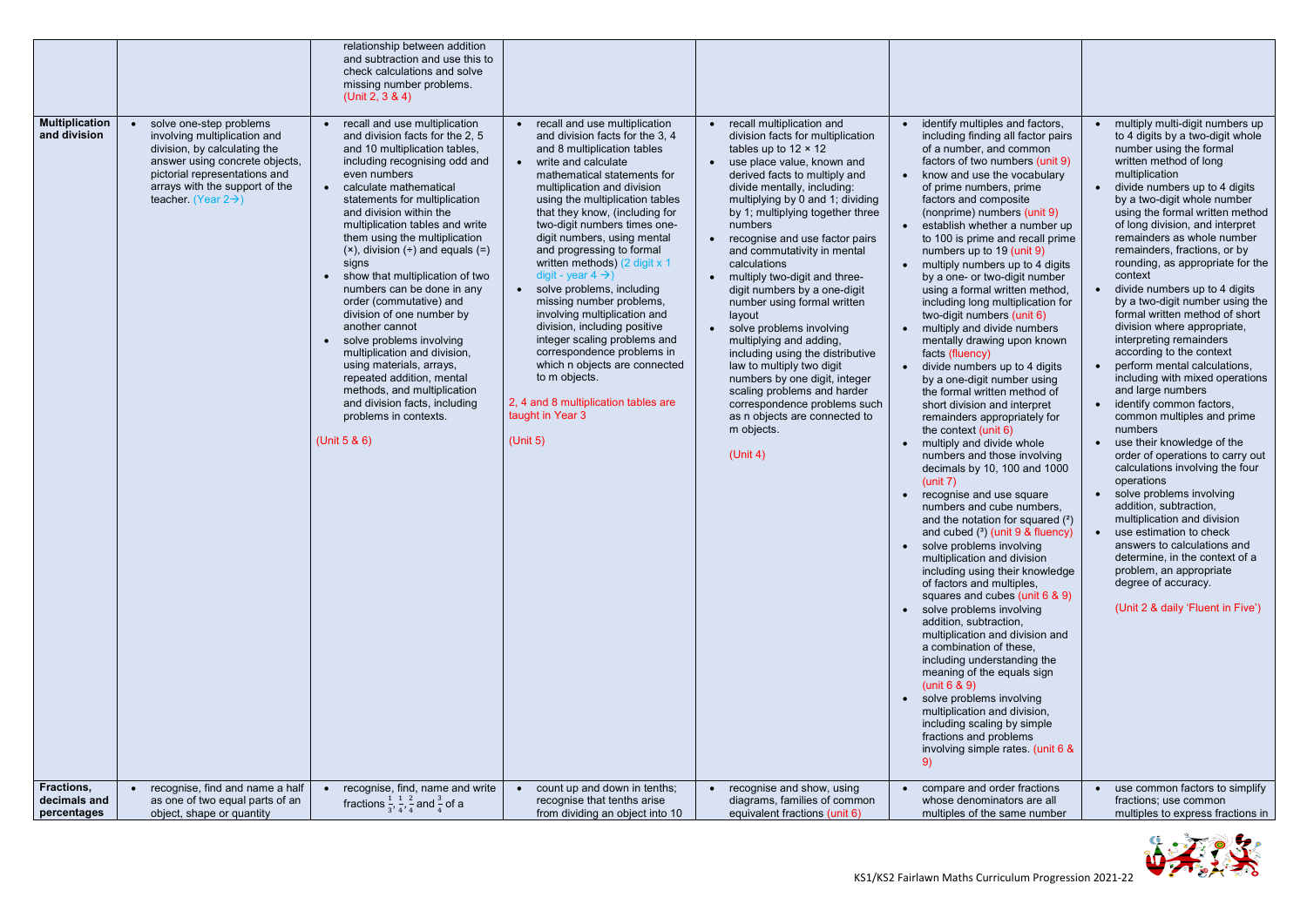| | | | | | | |
|---|---|---|---|---|---|---|
| | | relationship between addition and subtraction and use this to check calculations and solve missing number problems. (Unit 2, 3 & 4) | | | | |
| **Multiplication and division** | • solve one-step problems involving multiplication and division, by calculating the answer using concrete objects, pictorial representations and arrays with the support of the teacher. (Year 2→) | • recall and use multiplication and division facts for the 2, 5 and 10 multiplication tables, including recognising odd and even numbers<br>• calculate mathematical statements for multiplication and division within the multiplication tables and write them using the multiplication (×), division (÷) and equals (=) signs<br>• show that multiplication of two numbers can be done in any order (commutative) and division of one number by another cannot<br>• solve problems involving multiplication and division, using materials, arrays, repeated addition, mental methods, and multiplication and division facts, including problems in contexts.<br><br>(Unit 5 & 6) | • recall and use multiplication and division facts for the 3, 4 and 8 multiplication tables<br>• write and calculate mathematical statements for multiplication and division using the multiplication tables that they know, (including for two-digit numbers times one-digit numbers, using mental and progressing to formal written methods) (2 digit x 1 digit - year 4 →)<br>• solve problems, including missing number problems, involving multiplication and division, including positive integer scaling problems and correspondence problems in which n objects are connected to m objects.<br><br>2, 4 and 8 multiplication tables are taught in Year 3<br><br>(Unit 5) | • recall multiplication and division facts for multiplication tables up to 12 × 12<br>• use place value, known and derived facts to multiply and divide mentally, including: multiplying by 0 and 1; dividing by 1; multiplying together three numbers<br>• recognise and use factor pairs and commutativity in mental calculations<br>• multiply two-digit and three-digit numbers by a one-digit number using formal written layout<br>• solve problems involving multiplying and adding, including using the distributive law to multiply two digit numbers by one digit, integer scaling problems and harder correspondence problems such as n objects are connected to m objects.<br><br>(Unit 4) | • identify multiples and factors, including finding all factor pairs of a number, and common factors of two numbers (unit 9)<br>• know and use the vocabulary of prime numbers, prime factors and composite (nonprime) numbers (unit 9)<br>• establish whether a number up to 100 is prime and recall prime numbers up to 19 (unit 9)<br>• multiply numbers up to 4 digits by a one- or two-digit number using a formal written method, including long multiplication for two-digit numbers (unit 6)<br>• multiply and divide numbers mentally drawing upon known facts (fluency)<br>• divide numbers up to 4 digits by a one-digit number using the formal written method of short division and interpret remainders appropriately for the context (unit 6)<br>• multiply and divide whole numbers and those involving decimals by 10, 100 and 1000 (unit 7)<br>• recognise and use square numbers and cube numbers, and the notation for squared ($^2$) and cubed ($^3$) (unit 9 & fluency)<br>• solve problems involving multiplication and division including using their knowledge of factors and multiples, squares and cubes (unit 6 & 9)<br>• solve problems involving addition, subtraction, multiplication and division and a combination of these, including understanding the meaning of the equals sign (unit 6 & 9)<br>• solve problems involving multiplication and division, including scaling by simple fractions and problems involving simple rates. (unit 6 & 9) | • multiply multi-digit numbers up to 4 digits by a two-digit whole number using the formal written method of long multiplication<br>• divide numbers up to 4 digits by a two-digit whole number using the formal written method of long division, and interpret remainders as whole number remainders, fractions, or by rounding, as appropriate for the context<br>• divide numbers up to 4 digits by a two-digit number using the formal written method of short division where appropriate, interpreting remainders according to the context<br>• perform mental calculations, including with mixed operations and large numbers<br>• identify common factors, common multiples and prime numbers<br>• use their knowledge of the order of operations to carry out calculations involving the four operations<br>• solve problems involving addition, subtraction, multiplication and division<br>• use estimation to check answers to calculations and determine, in the context of a problem, an appropriate degree of accuracy.<br><br>(Unit 2 & daily 'Fluent in Five') |
| **Fractions, decimals and percentages** | • recognise, find and name a half as one of two equal parts of an object, shape or quantity | • recognise, find, name and write fractions $\frac{1}{3}, \frac{1}{4}, \frac{2}{4}$ and $\frac{3}{4}$ of a | • count up and down in tenths; recognise that tenths arise from dividing an object into 10 | • recognise and show, using diagrams, families of common equivalent fractions (unit 6) | • compare and order fractions whose denominators are all multiples of the same number | • use common factors to simplify fractions; use common multiples to express fractions in |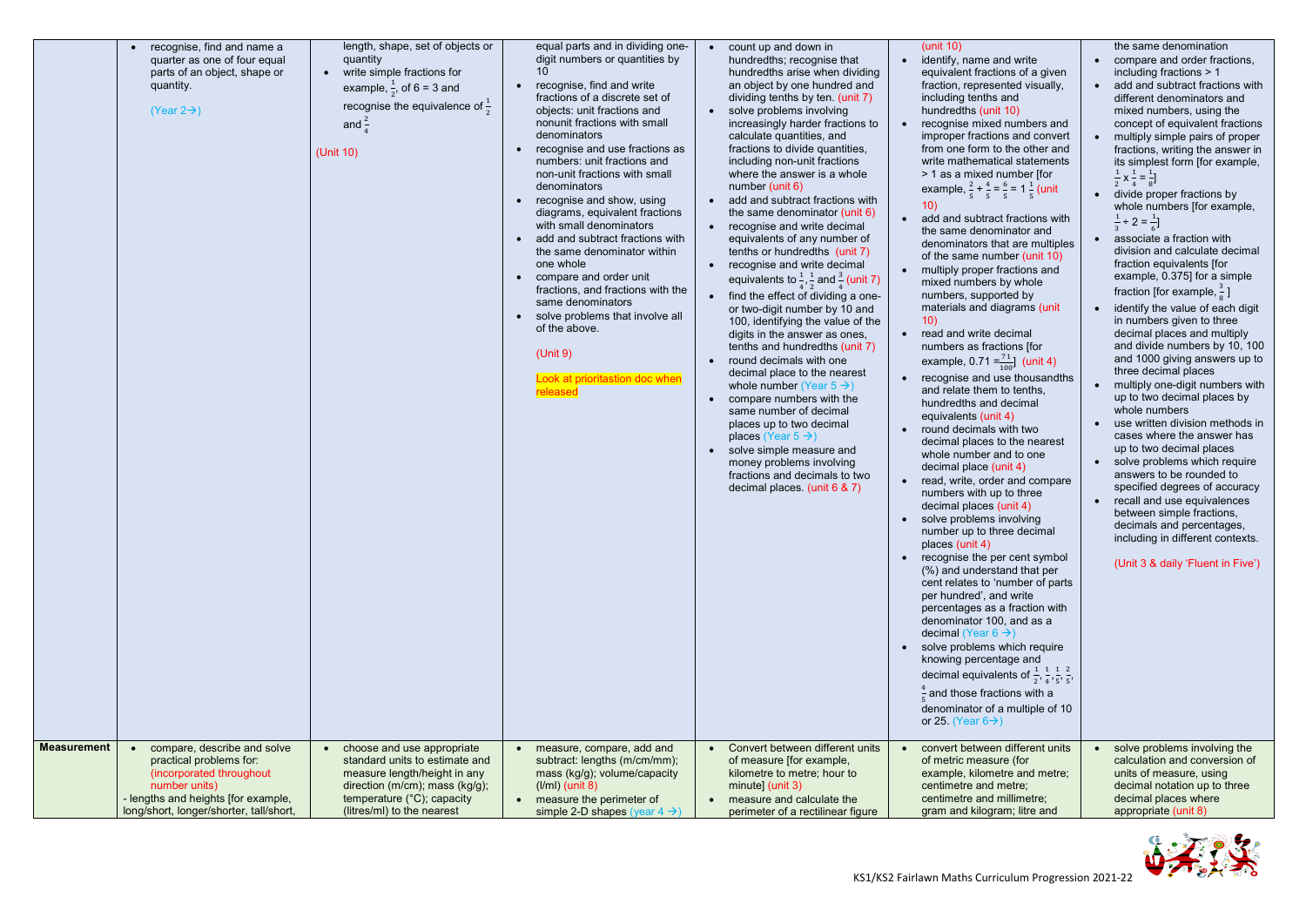| | | | | | | |
|---|---|---|---|---|---|---|
| | • recognise, find and name a quarter as one of four equal parts of an object, shape or quantity.<br><br>(Year 2→) | length, shape, set of objects or quantity<br>• write simple fractions for example, $\frac{1}{2}$, of 6 = 3 and recognise the equivalence of $\frac{1}{2}$ and $\frac{2}{4}$<br><br>(Unit 10) | equal parts and in dividing one-digit numbers or quantities by 10<br>• recognise, find and write fractions of a discrete set of objects: unit fractions and nonunit fractions with small denominators<br>• recognise and use fractions as numbers: unit fractions and non-unit fractions with small denominators<br>• recognise and show, using diagrams, equivalent fractions with small denominators<br>• add and subtract fractions with the same denominator within one whole<br>• compare and order unit fractions, and fractions with the same denominators<br>• solve problems that involve all of the above.<br><br>(Unit 9)<br><br>Look at prioritastion doc when released | • count up and down in hundredths; recognise that hundredths arise when dividing an object by one hundred and dividing tenths by ten. (unit 7)<br>• solve problems involving increasingly harder fractions to calculate quantities, and fractions to divide quantities, including non-unit fractions where the answer is a whole number (unit 6)<br>• add and subtract fractions with the same denominator (unit 6)<br>• recognise and write decimal equivalents of any number of tenths or hundredths (unit 7)<br>• recognise and write decimal equivalents to $\frac{1}{4}$, $\frac{1}{2}$ and $\frac{3}{4}$ (unit 7)<br>• find the effect of dividing a one- or two-digit number by 10 and 100, identifying the value of the digits in the answer as ones, tenths and hundredths (unit 7)<br>• round decimals with one decimal place to the nearest whole number (Year 5 →)<br>• compare numbers with the same number of decimal places up to two decimal places (Year 5 →)<br>• solve simple measure and money problems involving fractions and decimals to two decimal places. (unit 6 & 7) | (unit 10)<br>• identify, name and write equivalent fractions of a given fraction, represented visually, including tenths and hundredths (unit 10)<br>• recognise mixed numbers and improper fractions and convert from one form to the other and write mathematical statements > 1 as a mixed number [for example, $\frac{2}{5}+\frac{4}{5}=\frac{6}{5}=1\frac{1}{5}$ (unit 10)<br>• add and subtract fractions with the same denominator and denominators that are multiples of the same number (unit 10)<br>• multiply proper fractions and mixed numbers by whole numbers, supported by materials and diagrams (unit 10)<br>• read and write decimal numbers as fractions [for example, 0.71 = $\frac{71}{100}$] (unit 4)<br>• recognise and use thousandths and relate them to tenths, hundredths and decimal equivalents (unit 4)<br>• round decimals with two decimal places to the nearest whole number and to one decimal place (unit 4)<br>• read, write, order and compare numbers with up to three decimal places (unit 4)<br>• solve problems involving number up to three decimal places (unit 4)<br>• recognise the per cent symbol (%) and understand that per cent relates to 'number of parts per hundred', and write percentages as a fraction with denominator 100, and as a decimal (Year 6 →)<br>• solve problems which require knowing percentage and decimal equivalents of $\frac{1}{2}$, $\frac{1}{4}$, $\frac{1}{5}$, $\frac{2}{5}$, $\frac{4}{5}$ and those fractions with a denominator of a multiple of 10 or 25. (Year 6→) | the same denomination<br>• compare and order fractions, including fractions > 1<br>• add and subtract fractions with different denominators and mixed numbers, using the concept of equivalent fractions<br>• multiply simple pairs of proper fractions, writing the answer in its simplest form [for example, $\frac{1}{2}\times\frac{1}{4}=\frac{1}{8}$]<br>• divide proper fractions by whole numbers [for example, $\frac{1}{3}\div 2=\frac{1}{6}$]<br>• associate a fraction with division and calculate decimal fraction equivalents [for example, 0.375] for a simple fraction [for example, $\frac{3}{8}$ ]<br>• identify the value of each digit in numbers given to three decimal places and multiply and divide numbers by 10, 100 and 1000 giving answers up to three decimal places<br>• multiply one-digit numbers with up to two decimal places by whole numbers<br>• use written division methods in cases where the answer has up to two decimal places<br>• solve problems which require answers to be rounded to specified degrees of accuracy<br>• recall and use equivalences between simple fractions, decimals and percentages, including in different contexts.<br><br>(Unit 3 & daily 'Fluent in Five') |
| **Measurement** | • compare, describe and solve practical problems for: (incorporated throughout number units)<br>- lengths and heights [for example, long/short, longer/shorter, tall/short, | • choose and use appropriate standard units to estimate and measure length/height in any direction (m/cm); mass (kg/g); temperature (°C); capacity (litres/ml) to the nearest | • measure, compare, add and subtract: lengths (m/cm/mm); mass (kg/g); volume/capacity (l/ml) (unit 8)<br>• measure the perimeter of simple 2-D shapes (year 4 →) | • Convert between different units of measure [for example, kilometre to metre; hour to minute] (unit 3)<br>• measure and calculate the perimeter of a rectilinear figure | • convert between different units of metric measure (for example, kilometre and metre; centimetre and metre; centimetre and millimetre; gram and kilogram; litre and | • solve problems involving the calculation and conversion of units of measure, using decimal notation up to three decimal places where appropriate (unit 8) |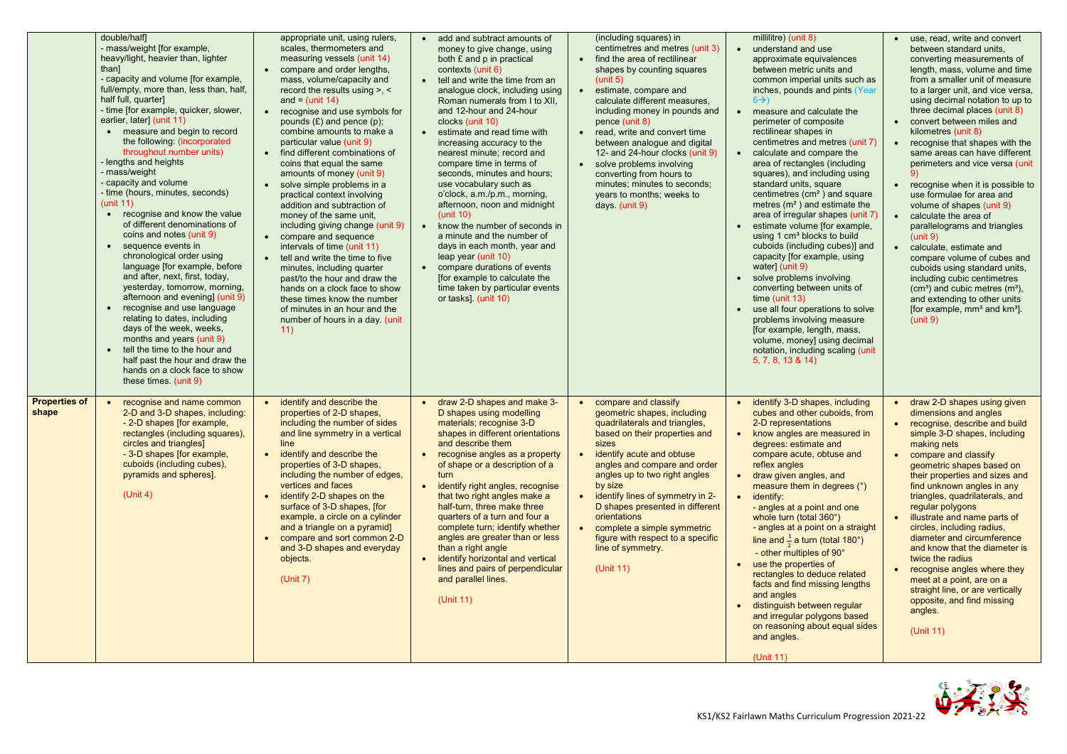| | | | | | | |
|---|---|---|---|---|---|---|
| | double/half] - mass/weight [for example, heavy/light, heavier than, lighter than] - capacity and volume [for example, full/empty, more than, less than, half, half full, quarter] - time [for example, quicker, slower, earlier, later] (unit 11) • measure and begin to record the following: (incorporated throughout number units) - lengths and heights - mass/weight - capacity and volume - time (hours, minutes, seconds) (unit 11) • recognise and know the value of different denominations of coins and notes (unit 9) • sequence events in chronological order using language [for example, before and after, next, first, today, yesterday, tomorrow, morning, afternoon and evening] (unit 9) • recognise and use language relating to dates, including days of the week, weeks, months and years (unit 9) • tell the time to the hour and half past the hour and draw the hands on a clock face to show these times. (unit 9) | appropriate unit, using rulers, scales, thermometers and measuring vessels (unit 14) • compare and order lengths, mass, volume/capacity and record the results using >, < and = (unit 14) • recognise and use symbols for pounds (£) and pence (p); combine amounts to make a particular value (unit 9) • find different combinations of coins that equal the same amounts of money (unit 9) • solve simple problems in a practical context involving addition and subtraction of money of the same unit, including giving change (unit 9) • compare and sequence intervals of time (unit 11) • tell and write the time to five minutes, including quarter past/to the hour and draw the hands on a clock face to show these times know the number of minutes in an hour and the number of hours in a day. (unit 11) | • add and subtract amounts of money to give change, using both £ and p in practical contexts (unit 6) • tell and write the time from an analogue clock, including using Roman numerals from I to XII, and 12-hour and 24-hour clocks (unit 10) • estimate and read time with increasing accuracy to the nearest minute; record and compare time in terms of seconds, minutes and hours; use vocabulary such as o'clock, a.m./p.m., morning, afternoon, noon and midnight (unit 10) • know the number of seconds in a minute and the number of days in each month, year and leap year (unit 10) • compare durations of events [for example to calculate the time taken by particular events or tasks]. (unit 10) | (including squares) in centimetres and metres (unit 3) • find the area of rectilinear shapes by counting squares (unit 5) • estimate, compare and calculate different measures, including money in pounds and pence (unit 8) • read, write and convert time between analogue and digital 12- and 24-hour clocks (unit 9) • solve problems involving converting from hours to minutes; minutes to seconds; years to months; weeks to days. (unit 9) | millilitre) (unit 8) • understand and use approximate equivalences between metric units and common imperial units such as inches, pounds and pints (Year 6→) • measure and calculate the perimeter of composite rectilinear shapes in centimetres and metres (unit 7) • calculate and compare the area of rectangles (including squares), and including using standard units, square centimetres ($cm^2$) and square metres ($m^2$) and estimate the area of irregular shapes (unit 7) • estimate volume [for example, using 1 $cm^3$ blocks to build cuboids (including cubes)] and capacity [for example, using water] (unit 9) • solve problems involving converting between units of time (unit 13) • use all four operations to solve problems involving measure [for example, length, mass, volume, money] using decimal notation, including scaling (unit 5, 7, 8, 13 & 14) | • use, read, write and convert between standard units, converting measurements of length, mass, volume and time from a smaller unit of measure to a larger unit, and vice versa, using decimal notation to up to three decimal places (unit 8) • convert between miles and kilometres (unit 8) • recognise that shapes with the same areas can have different perimeters and vice versa (unit 9) • recognise when it is possible to use formulae for area and volume of shapes (unit 9) • calculate the area of parallelograms and triangles (unit 9) • calculate, estimate and compare volume of cubes and cuboids using standard units, including cubic centimetres ($cm^3$) and cubic metres ($m^3$), and extending to other units [for example, $mm^3$ and $km^3$]. (unit 9) |
| **Properties of shape** | • recognise and name common 2-D and 3-D shapes, including: - 2-D shapes [for example, rectangles (including squares), circles and triangles] - 3-D shapes [for example, cuboids (including cubes), pyramids and spheres]. (Unit 4) | • identify and describe the properties of 2-D shapes, including the number of sides and line symmetry in a vertical line • identify and describe the properties of 3-D shapes, including the number of edges, vertices and faces • identify 2-D shapes on the surface of 3-D shapes, [for example, a circle on a cylinder and a triangle on a pyramid] • compare and sort common 2-D and 3-D shapes and everyday objects. (Unit 7) | • draw 2-D shapes and make 3-D shapes using modelling materials; recognise 3-D shapes in different orientations and describe them • recognise angles as a property of shape or a description of a turn • identify right angles, recognise that two right angles make a half-turn, three make three quarters of a turn and four a complete turn; identify whether angles are greater than or less than a right angle • identify horizontal and vertical lines and pairs of perpendicular and parallel lines. (Unit 11) | • compare and classify geometric shapes, including quadrilaterals and triangles, based on their properties and sizes • identify acute and obtuse angles and compare and order angles up to two right angles by size • identify lines of symmetry in 2-D shapes presented in different orientations • complete a simple symmetric figure with respect to a specific line of symmetry. (Unit 11) | • identify 3-D shapes, including cubes and other cuboids, from 2-D representations • know angles are measured in degrees: estimate and compare acute, obtuse and reflex angles • draw given angles, and measure them in degrees (°) • identify: - angles at a point and one whole turn (total 360°) - angles at a point on a straight line and $\frac{1}{2}$ a turn (total 180°) - other multiples of 90° • use the properties of rectangles to deduce related facts and find missing lengths and angles • distinguish between regular and irregular polygons based on reasoning about equal sides and angles. (Unit 11) | • draw 2-D shapes using given dimensions and angles • recognise, describe and build simple 3-D shapes, including making nets • compare and classify geometric shapes based on their properties and sizes and find unknown angles in any triangles, quadrilaterals, and regular polygons • illustrate and name parts of circles, including radius, diameter and circumference and know that the diameter is twice the radius • recognise angles where they meet at a point, are on a straight line, or are vertically opposite, and find missing angles. (Unit 11) |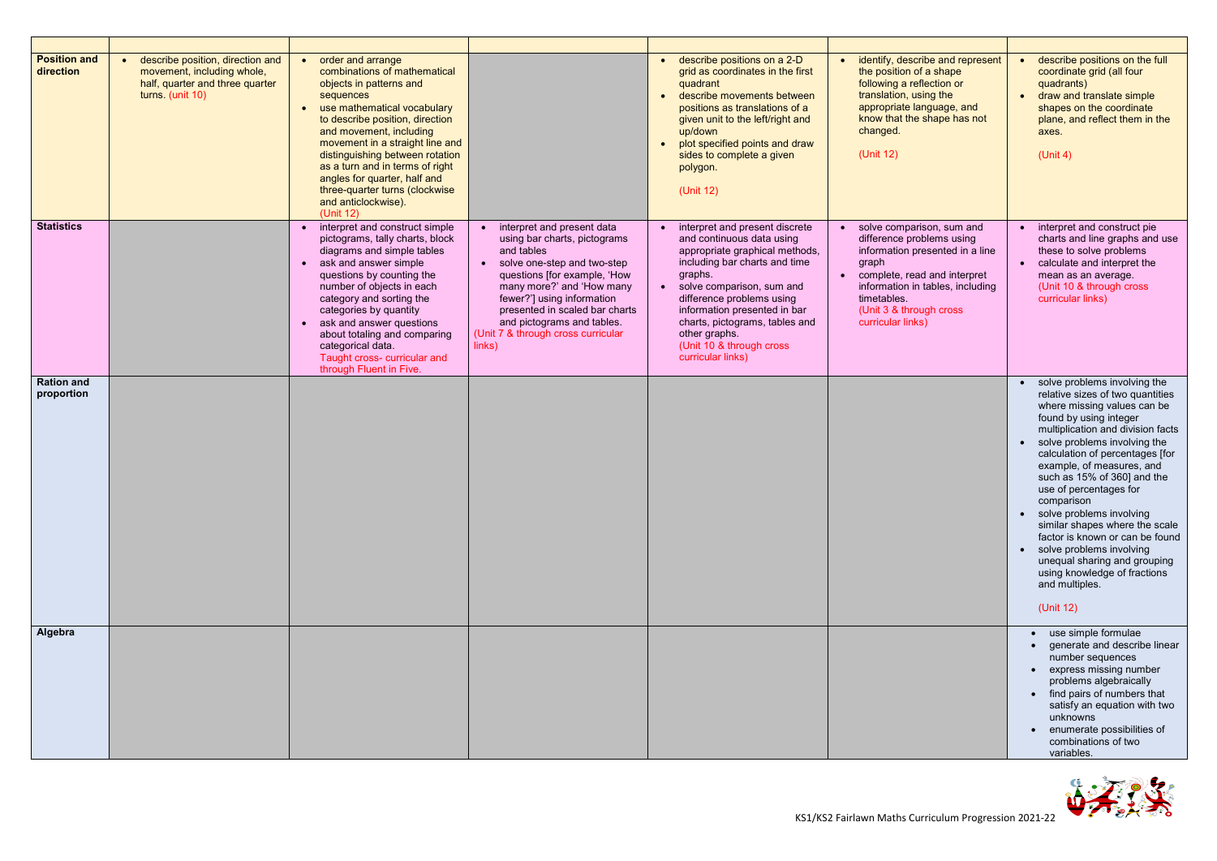| | | | | | | |
|---|---|---|---|---|---|---|
| **Position and direction** | • describe position, direction and movement, including whole, half, quarter and three quarter turns. (unit 10) | • order and arrange combinations of mathematical objects in patterns and sequences<br>• use mathematical vocabulary to describe position, direction and movement, including movement in a straight line and distinguishing between rotation as a turn and in terms of right angles for quarter, half and three-quarter turns (clockwise and anticlockwise).<br>(Unit 12) | | • describe positions on a 2-D grid as coordinates in the first quadrant<br>• describe movements between positions as translations of a given unit to the left/right and up/down<br>• plot specified points and draw sides to complete a given polygon.<br>(Unit 12) | • identify, describe and represent the position of a shape following a reflection or translation, using the appropriate language, and know that the shape has not changed.<br>(Unit 12) | • describe positions on the full coordinate grid (all four quadrants)<br>• draw and translate simple shapes on the coordinate plane, and reflect them in the axes.<br>(Unit 4) |
| **Statistics** | | • interpret and construct simple pictograms, tally charts, block diagrams and simple tables<br>• ask and answer simple questions by counting the number of objects in each category and sorting the categories by quantity<br>• ask and answer questions about totaling and comparing categorical data.<br>Taught cross- curricular and through Fluent in Five. | • interpret and present data using bar charts, pictograms and tables<br>• solve one-step and two-step questions [for example, 'How many more?' and 'How many fewer?'] using information presented in scaled bar charts and pictograms and tables.<br>(Unit 7 & through cross curricular links) | • interpret and present discrete and continuous data using appropriate graphical methods, including bar charts and time graphs.<br>• solve comparison, sum and difference problems using information presented in bar charts, pictograms, tables and other graphs.<br>(Unit 10 & through cross curricular links) | • solve comparison, sum and difference problems using information presented in a line graph<br>• complete, read and interpret information in tables, including timetables.<br>(Unit 3 & through cross curricular links) | • interpret and construct pie charts and line graphs and use these to solve problems<br>• calculate and interpret the mean as an average.<br>(Unit 10 & through cross curricular links) |
| **Ration and proportion** | | | | | | • solve problems involving the relative sizes of two quantities where missing values can be found by using integer multiplication and division facts<br>• solve problems involving the calculation of percentages [for example, of measures, and such as 15% of 360] and the use of percentages for comparison<br>• solve problems involving similar shapes where the scale factor is known or can be found<br>• solve problems involving unequal sharing and grouping using knowledge of fractions and multiples.<br>(Unit 12) |
| **Algebra** | | | | | | • use simple formulae<br>• generate and describe linear number sequences<br>• express missing number problems algebraically<br>• find pairs of numbers that satisfy an equation with two unknowns<br>• enumerate possibilities of combinations of two variables. |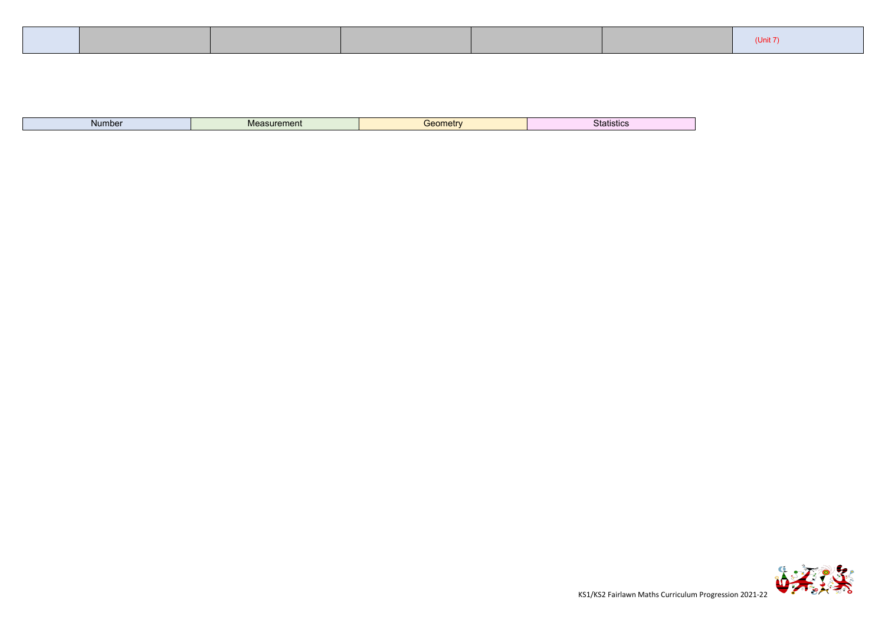| | | | | | | |
|---|---|---|---|---|---|---|
| | | | | | | (Unit 7) |

| | | | |
|---|---|---|---|
| Number | Measurement | Geometry | Statistics |